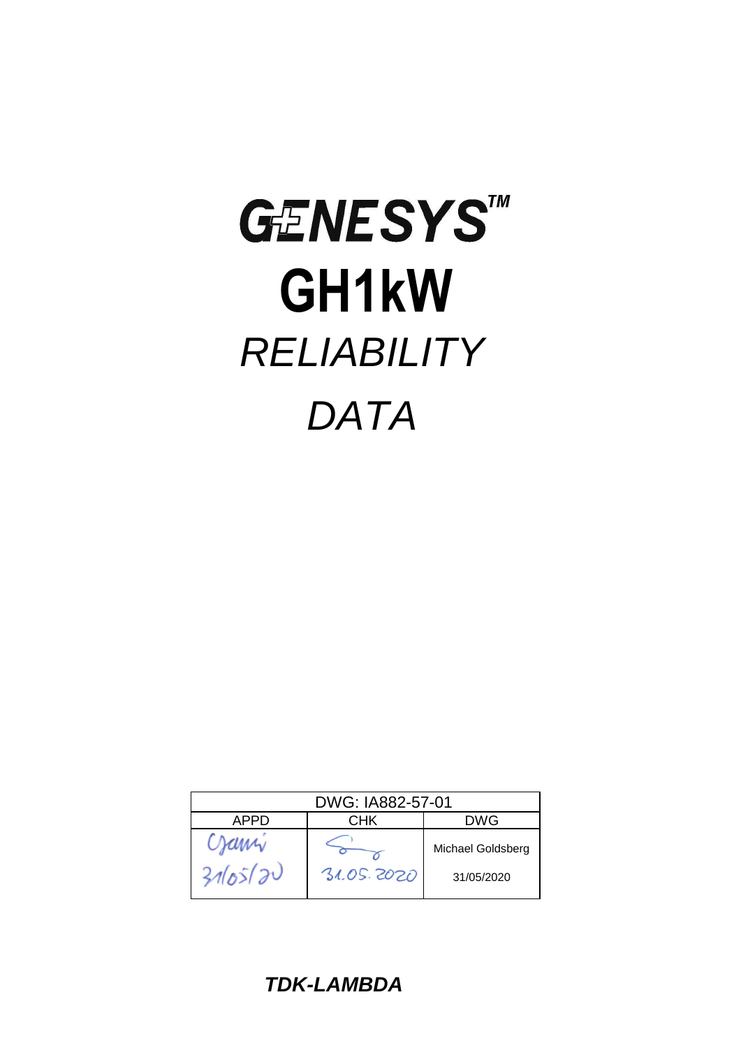# GENESYS™

# GH1kW

## *RELIABILITY*

## *DATA*

| DWG: IA882-57-01 | | |
|---|---|---|
| APPD | CHK | DWG |
| Gjami 31/05/20 | 31.05.2020 | Michael Goldsberg 31/05/2020 |

***TDK-LAMBDA***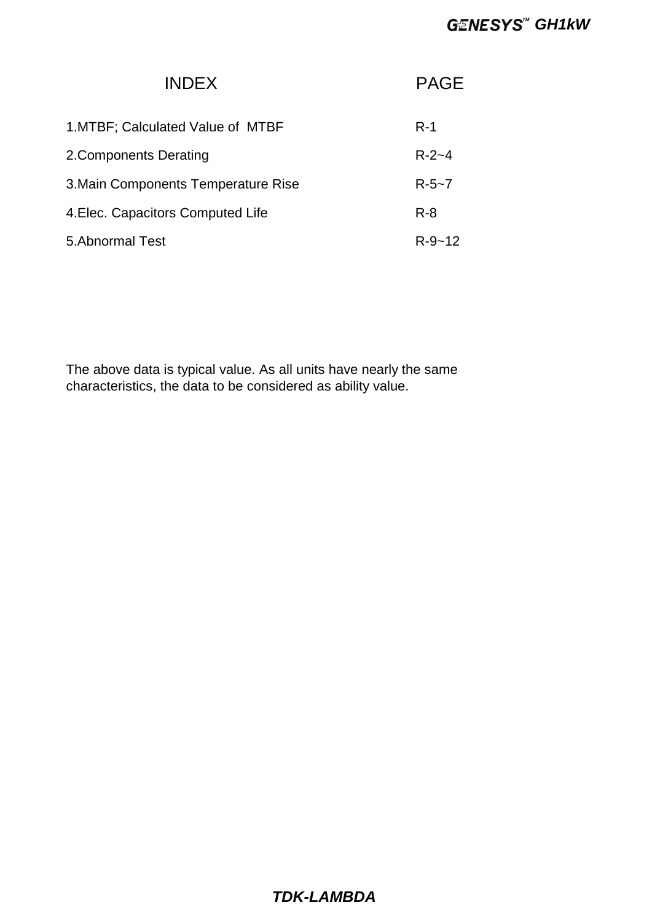| INDEX | PAGE |
|---|---|
| 1.MTBF; Calculated Value of MTBF | R-1 |
| 2.Components Derating | R-2~4 |
| 3.Main Components Temperature Rise | R-5~7 |
| 4.Elec. Capacitors Computed Life | R-8 |
| 5.Abnormal Test | R-9~12 |

The above data is typical value. As all units have nearly the same characteristics, the data to be considered as ability value.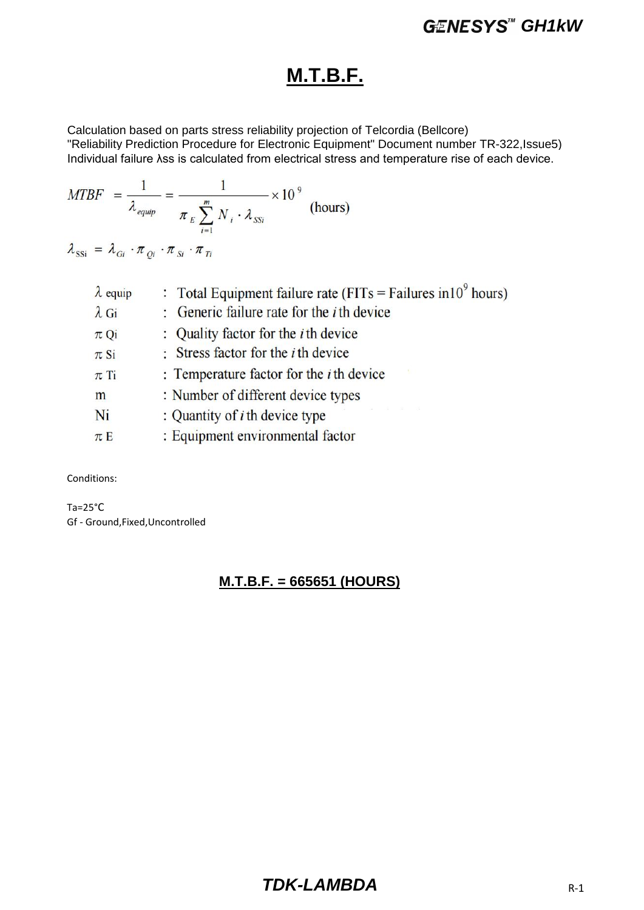# M.T.B.F.

Calculation based on parts stress reliability projection of Telcordia (Bellcore)
"Reliability Prediction Procedure for Electronic Equipment" Document number TR-322,Issue5)
Individual failure λss is calculated from electrical stress and temperature rise of each device.

$$MTBF = \frac{1}{\lambda_{equip}} = \frac{1}{\pi_E \sum_{i=1}^{m} N_i \cdot \lambda_{SSi}} \times 10^9 \quad \text{(hours)}$$

$$\lambda_{SSi} = \lambda_{Gi} \cdot \pi_{Qi} \cdot \pi_{Si} \cdot \pi_{Ti}$$

| | | |
|---|---|---|
| $\lambda$ equip | : | Total Equipment failure rate (FITs = Failures in$10^9$ hours) |
| $\lambda$ Gi | : | Generic failure rate for the *i* th device |
| $\pi$ Qi | : | Quality factor for the *i* th device |
| $\pi$ Si | : | Stress factor for the *i* th device |
| $\pi$ Ti | : | Temperature factor for the *i* th device |
| m | : | Number of different device types |
| Ni | : | Quantity of *i* th device type |
| $\pi$ E | : | Equipment environmental factor |

Conditions:

Ta=25°C
Gf - Ground,Fixed,Uncontrolled

**M.T.B.F. = 665651 (HOURS)**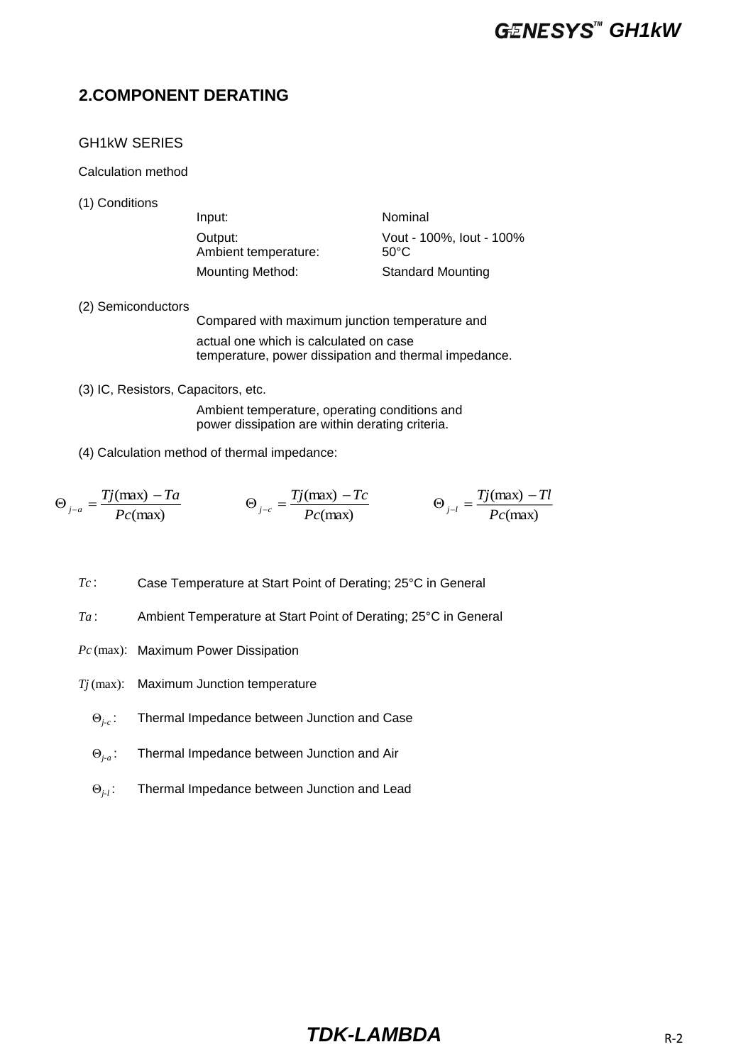## 2.COMPONENT DERATING

GH1kW SERIES

Calculation method

(1) Conditions

| | |
|---|---|
| Input: | Nominal |
| Output: | Vout - 100%, Iout - 100% |
| Ambient temperature: | 50°C |
| Mounting Method: | Standard Mounting |

(2) Semiconductors

Compared with maximum junction temperature and actual one which is calculated on case temperature, power dissipation and thermal impedance.

(3) IC, Resistors, Capacitors, etc.

Ambient temperature, operating conditions and power dissipation are within derating criteria.

(4) Calculation method of thermal impedance:

$$\Theta_{j-a} = \frac{Tj(\max) - Ta}{Pc(\max)} \qquad \Theta_{j-c} = \frac{Tj(\max) - Tc}{Pc(\max)} \qquad \Theta_{j-l} = \frac{Tj(\max) - Tl}{Pc(\max)}$$

- $Tc$ : Case Temperature at Start Point of Derating; 25°C in General
- $Ta$ : Ambient Temperature at Start Point of Derating; 25°C in General
- $Pc(\max)$: Maximum Power Dissipation
- $Tj(\max)$: Maximum Junction temperature
- $\Theta_{j-c}$ : Thermal Impedance between Junction and Case
- $\Theta_{j-a}$ : Thermal Impedance between Junction and Air
- $\Theta_{j-l}$ : Thermal Impedance between Junction and Lead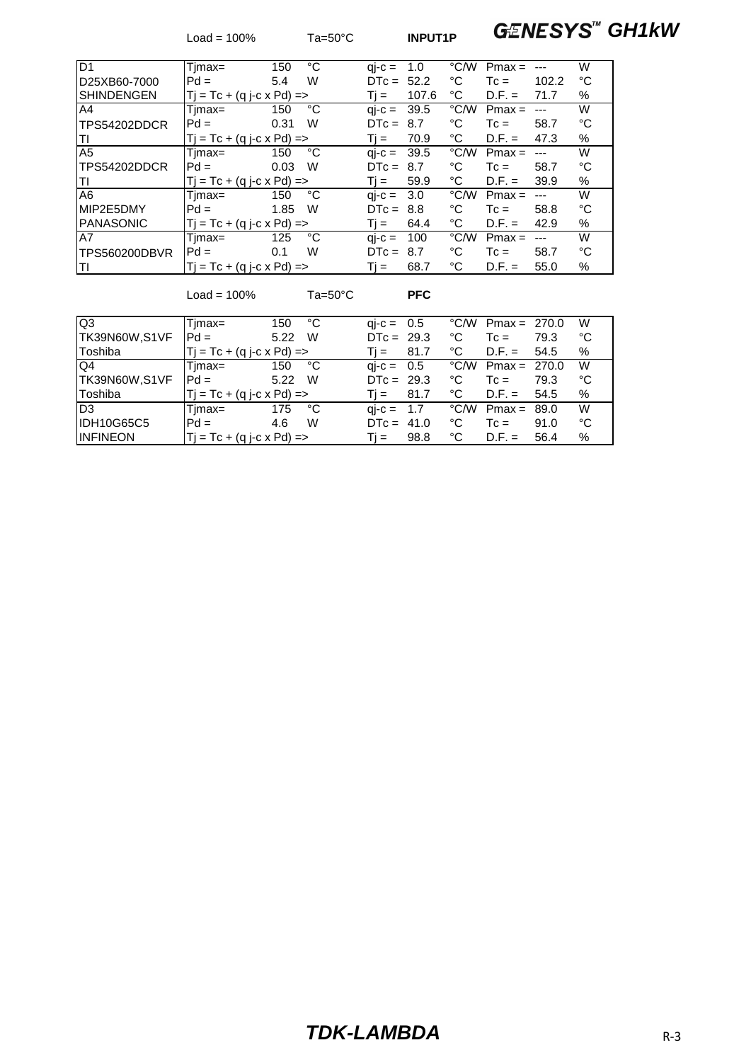Load = 100% Ta=50°C **INPUT1P**

| | | | | | | | | | |
|---|---|---|---|---|---|---|---|---|---|
| D1 | Tjmax= | 150 | °C | qj-c = | 1.0 | °C/W | Pmax = | --- | W |
| D25XB60-7000 | Pd = | 5.4 | W | DTc = | 52.2 | °C | Tc = | 102.2 | °C |
| SHINDENGEN | Tj = Tc + (q j-c x Pd) => | | | Tj = | 107.6 | °C | D.F. = | 71.7 | % |
| A4 | Tjmax= | 150 | °C | qj-c = | 39.5 | °C/W | Pmax = | --- | W |
| TPS54202DDCR | Pd = | 0.31 | W | DTc = | 8.7 | °C | Tc = | 58.7 | °C |
| TI | Tj = Tc + (q j-c x Pd) => | | | Tj = | 70.9 | °C | D.F. = | 47.3 | % |
| A5 | Tjmax= | 150 | °C | qj-c = | 39.5 | °C/W | Pmax = | --- | W |
| TPS54202DDCR | Pd = | 0.03 | W | DTc = | 8.7 | °C | Tc = | 58.7 | °C |
| TI | Tj = Tc + (q j-c x Pd) => | | | Tj = | 59.9 | °C | D.F. = | 39.9 | % |
| A6 | Tjmax= | 150 | °C | qj-c = | 3.0 | °C/W | Pmax = | --- | W |
| MIP2E5DMY | Pd = | 1.85 | W | DTc = | 8.8 | °C | Tc = | 58.8 | °C |
| PANASONIC | Tj = Tc + (q j-c x Pd) => | | | Tj = | 64.4 | °C | D.F. = | 42.9 | % |
| A7 | Tjmax= | 125 | °C | qj-c = | 100 | °C/W | Pmax = | --- | W |
| TPS560200DBVR | Pd = | 0.1 | W | DTc = | 8.7 | °C | Tc = | 58.7 | °C |
| TI | Tj = Tc + (q j-c x Pd) => | | | Tj = | 68.7 | °C | D.F. = | 55.0 | % |

Load = 100% Ta=50°C **PFC**

| | | | | | | | | | |
|---|---|---|---|---|---|---|---|---|---|
| Q3 | Tjmax= | 150 | °C | qj-c = | 0.5 | °C/W | Pmax = | 270.0 | W |
| TK39N60W,S1VF | Pd = | 5.22 | W | DTc = | 29.3 | °C | Tc = | 79.3 | °C |
| Toshiba | Tj = Tc + (q j-c x Pd) => | | | Tj = | 81.7 | °C | D.F. = | 54.5 | % |
| Q4 | Tjmax= | 150 | °C | qj-c = | 0.5 | °C/W | Pmax = | 270.0 | W |
| TK39N60W,S1VF | Pd = | 5.22 | W | DTc = | 29.3 | °C | Tc = | 79.3 | °C |
| Toshiba | Tj = Tc + (q j-c x Pd) => | | | Tj = | 81.7 | °C | D.F. = | 54.5 | % |
| D3 | Tjmax= | 175 | °C | qj-c = | 1.7 | °C/W | Pmax = | 89.0 | W |
| IDH10G65C5 | Pd = | 4.6 | W | DTc = | 41.0 | °C | Tc = | 91.0 | °C |
| INFINEON | Tj = Tc + (q j-c x Pd) => | | | Tj = | 98.8 | °C | D.F. = | 56.4 | % |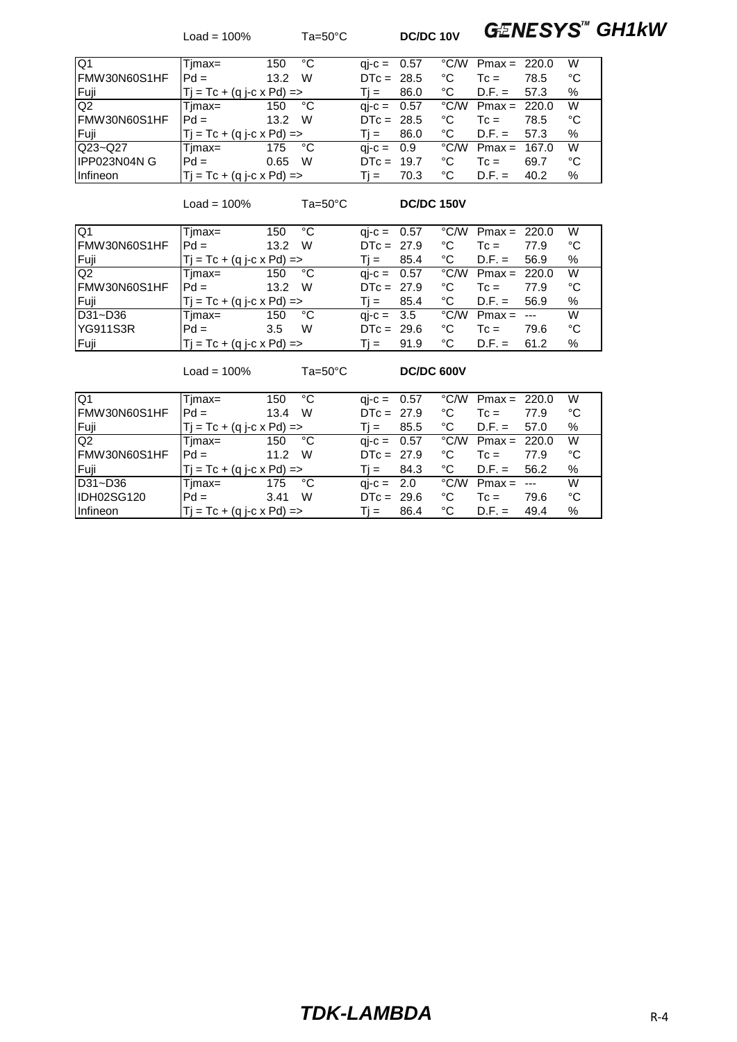Load = 100%  Ta=50°C  **DC/DC 10V**

| | | | | | | | | | |
|---|---|---|---|---|---|---|---|---|---|
| Q1 | Tjmax= | 150 | °C | qj-c = | 0.57 | °C/W | Pmax = | 220.0 | W |
| FMW30N60S1HF | Pd = | 13.2 | W | DTc = | 28.5 | °C | Tc = | 78.5 | °C |
| Fuji | Tj = Tc + (q j-c x Pd) => | | | Tj = | 86.0 | °C | D.F. = | 57.3 | % |
| Q2 | Tjmax= | 150 | °C | qj-c = | 0.57 | °C/W | Pmax = | 220.0 | W |
| FMW30N60S1HF | Pd = | 13.2 | W | DTc = | 28.5 | °C | Tc = | 78.5 | °C |
| Fuji | Tj = Tc + (q j-c x Pd) => | | | Tj = | 86.0 | °C | D.F. = | 57.3 | % |
| Q23~Q27 | Tjmax= | 175 | °C | qj-c = | 0.9 | °C/W | Pmax = | 167.0 | W |
| IPP023N04N G | Pd = | 0.65 | W | DTc = | 19.7 | °C | Tc = | 69.7 | °C |
| Infineon | Tj = Tc + (q j-c x Pd) => | | | Tj = | 70.3 | °C | D.F. = | 40.2 | % |

Load = 100%  Ta=50°C  **DC/DC 150V**

| | | | | | | | | | |
|---|---|---|---|---|---|---|---|---|---|
| Q1 | Tjmax= | 150 | °C | qj-c = | 0.57 | °C/W | Pmax = | 220.0 | W |
| FMW30N60S1HF | Pd = | 13.2 | W | DTc = | 27.9 | °C | Tc = | 77.9 | °C |
| Fuji | Tj = Tc + (q j-c x Pd) => | | | Tj = | 85.4 | °C | D.F. = | 56.9 | % |
| Q2 | Tjmax= | 150 | °C | qj-c = | 0.57 | °C/W | Pmax = | 220.0 | W |
| FMW30N60S1HF | Pd = | 13.2 | W | DTc = | 27.9 | °C | Tc = | 77.9 | °C |
| Fuji | Tj = Tc + (q j-c x Pd) => | | | Tj = | 85.4 | °C | D.F. = | 56.9 | % |
| D31~D36 | Tjmax= | 150 | °C | qj-c = | 3.5 | °C/W | Pmax = | --- | W |
| YG911S3R | Pd = | 3.5 | W | DTc = | 29.6 | °C | Tc = | 79.6 | °C |
| Fuji | Tj = Tc + (q j-c x Pd) => | | | Tj = | 91.9 | °C | D.F. = | 61.2 | % |

Load = 100%  Ta=50°C  **DC/DC 600V**

| | | | | | | | | | |
|---|---|---|---|---|---|---|---|---|---|
| Q1 | Tjmax= | 150 | °C | qj-c = | 0.57 | °C/W | Pmax = | 220.0 | W |
| FMW30N60S1HF | Pd = | 13.4 | W | DTc = | 27.9 | °C | Tc = | 77.9 | °C |
| Fuji | Tj = Tc + (q j-c x Pd) => | | | Tj = | 85.5 | °C | D.F. = | 57.0 | % |
| Q2 | Tjmax= | 150 | °C | qj-c = | 0.57 | °C/W | Pmax = | 220.0 | W |
| FMW30N60S1HF | Pd = | 11.2 | W | DTc = | 27.9 | °C | Tc = | 77.9 | °C |
| Fuji | Tj = Tc + (q j-c x Pd) => | | | Tj = | 84.3 | °C | D.F. = | 56.2 | % |
| D31~D36 | Tjmax= | 175 | °C | qj-c = | 2.0 | °C/W | Pmax = | --- | W |
| IDH02SG120 | Pd = | 3.41 | W | DTc = | 29.6 | °C | Tc = | 79.6 | °C |
| Infineon | Tj = Tc + (q j-c x Pd) => | | | Tj = | 86.4 | °C | D.F. = | 49.4 | % |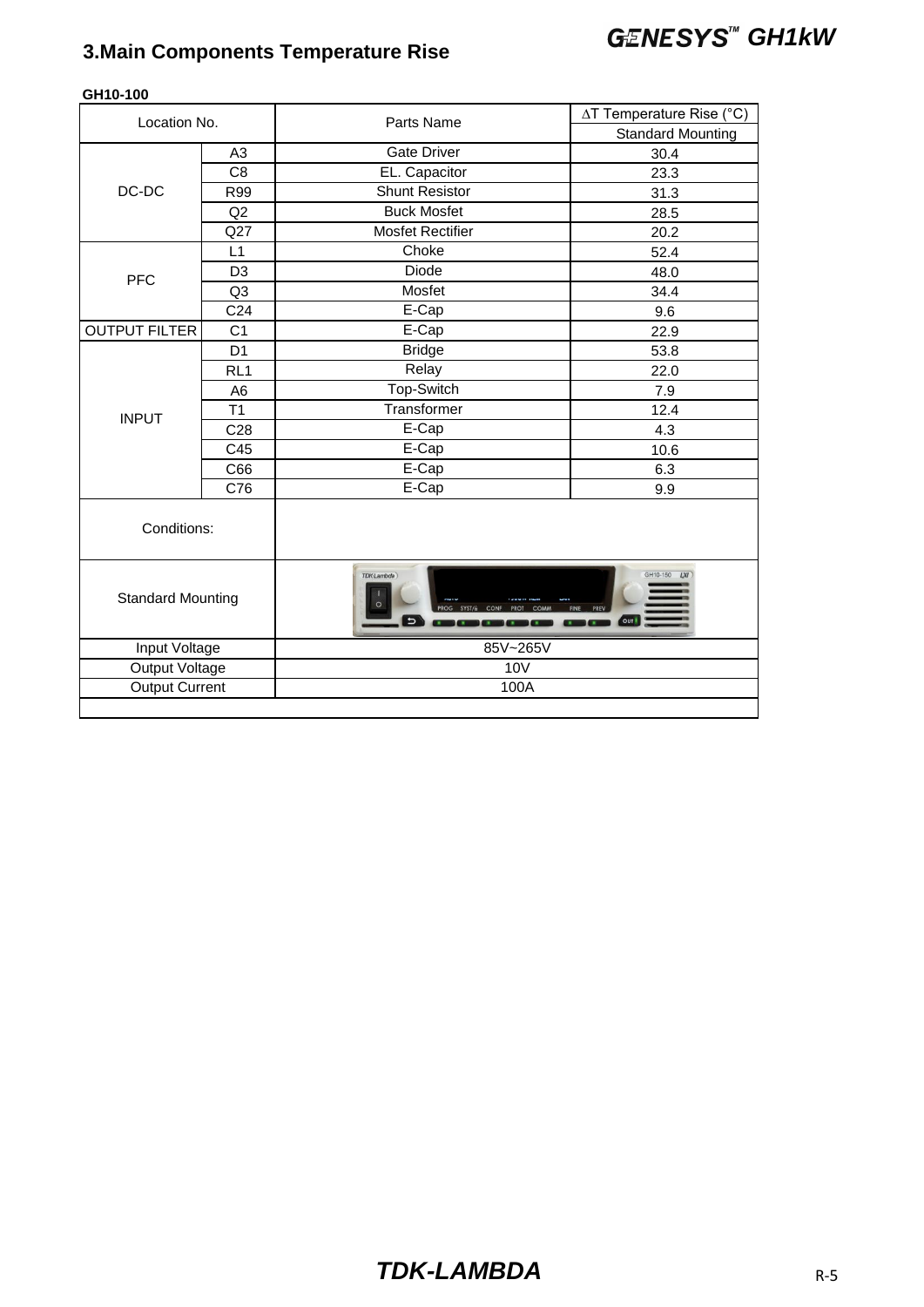## 3.Main Components Temperature Rise

**GH10-100**

| Location No. | | Parts Name | ΔT Temperature Rise (°C) |
|---|---|---|---|
| | | | Standard Mounting |
| DC-DC | A3 | Gate Driver | 30.4 |
| | C8 | EL. Capacitor | 23.3 |
| | R99 | Shunt Resistor | 31.3 |
| | Q2 | Buck Mosfet | 28.5 |
| | Q27 | Mosfet Rectifier | 20.2 |
| PFC | L1 | Choke | 52.4 |
| | D3 | Diode | 48.0 |
| | Q3 | Mosfet | 34.4 |
| | C24 | E-Cap | 9.6 |
| OUTPUT FILTER | C1 | E-Cap | 22.9 |
| INPUT | D1 | Bridge | 53.8 |
| | RL1 | Relay | 22.0 |
| | A6 | Top-Switch | 7.9 |
| | T1 | Transformer | 12.4 |
| | C28 | E-Cap | 4.3 |
| | C45 | E-Cap | 10.6 |
| | C66 | E-Cap | 6.3 |
| | C76 | E-Cap | 9.9 |

| Conditions: | |
|---|---|
| Standard Mounting | |
| Input Voltage | 85V~265V |
| Output Voltage | 10V |
| Output Current | 100A |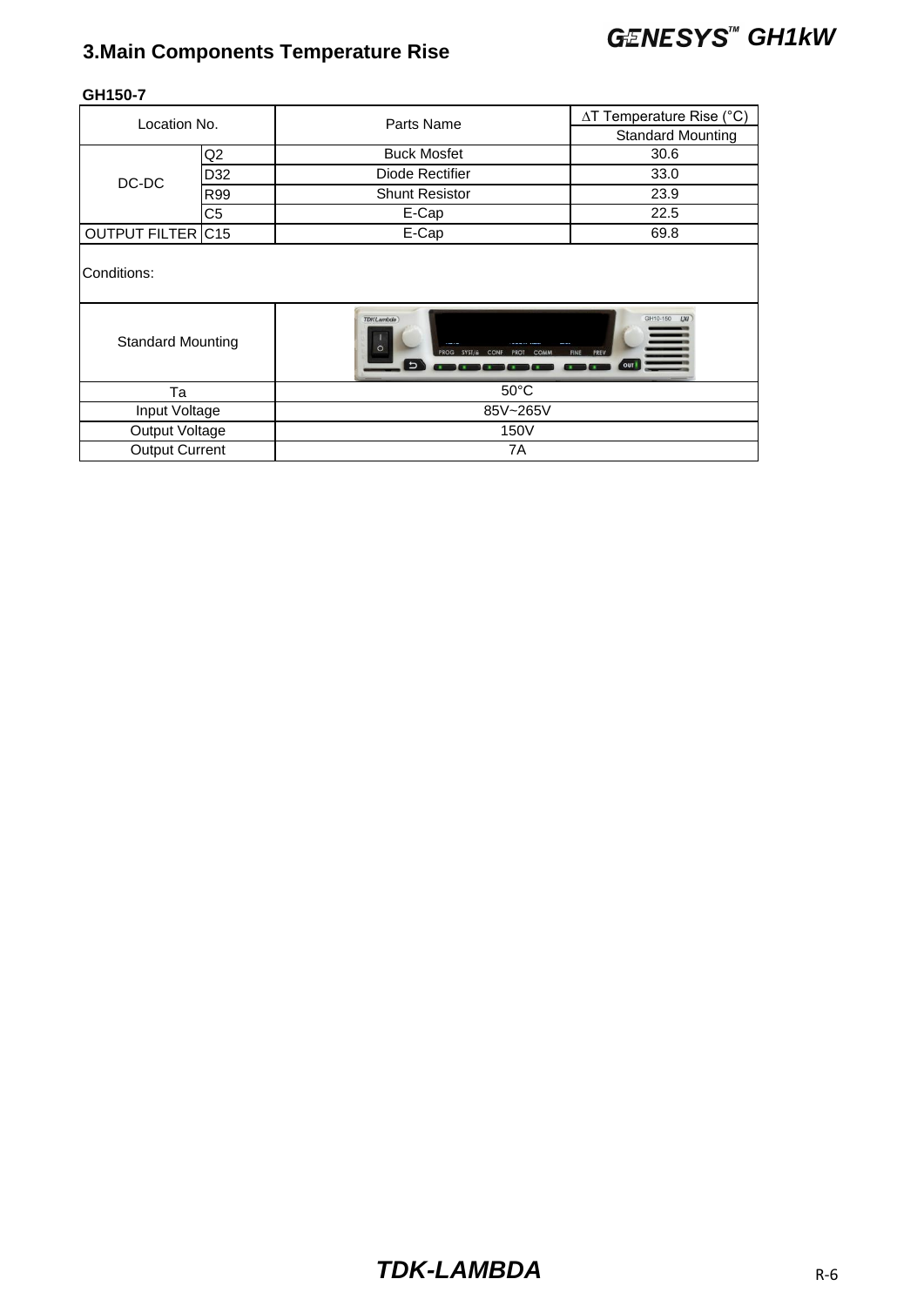## 3.Main Components Temperature Rise

**GH150-7**

| Location No. | | Parts Name | ∆T Temperature Rise (°C) |
|---|---|---|---|
| | | | Standard Mounting |
| DC-DC | Q2 | Buck Mosfet | 30.6 |
| | D32 | Diode Rectifier | 33.0 |
| | R99 | Shunt Resistor | 23.9 |
| | C5 | E-Cap | 22.5 |
| OUTPUT FILTER | C15 | E-Cap | 69.8 |

Conditions:

| | |
|---|---|
| Standard Mounting | |
| Ta | 50°C |
| Input Voltage | 85V~265V |
| Output Voltage | 150V |
| Output Current | 7A |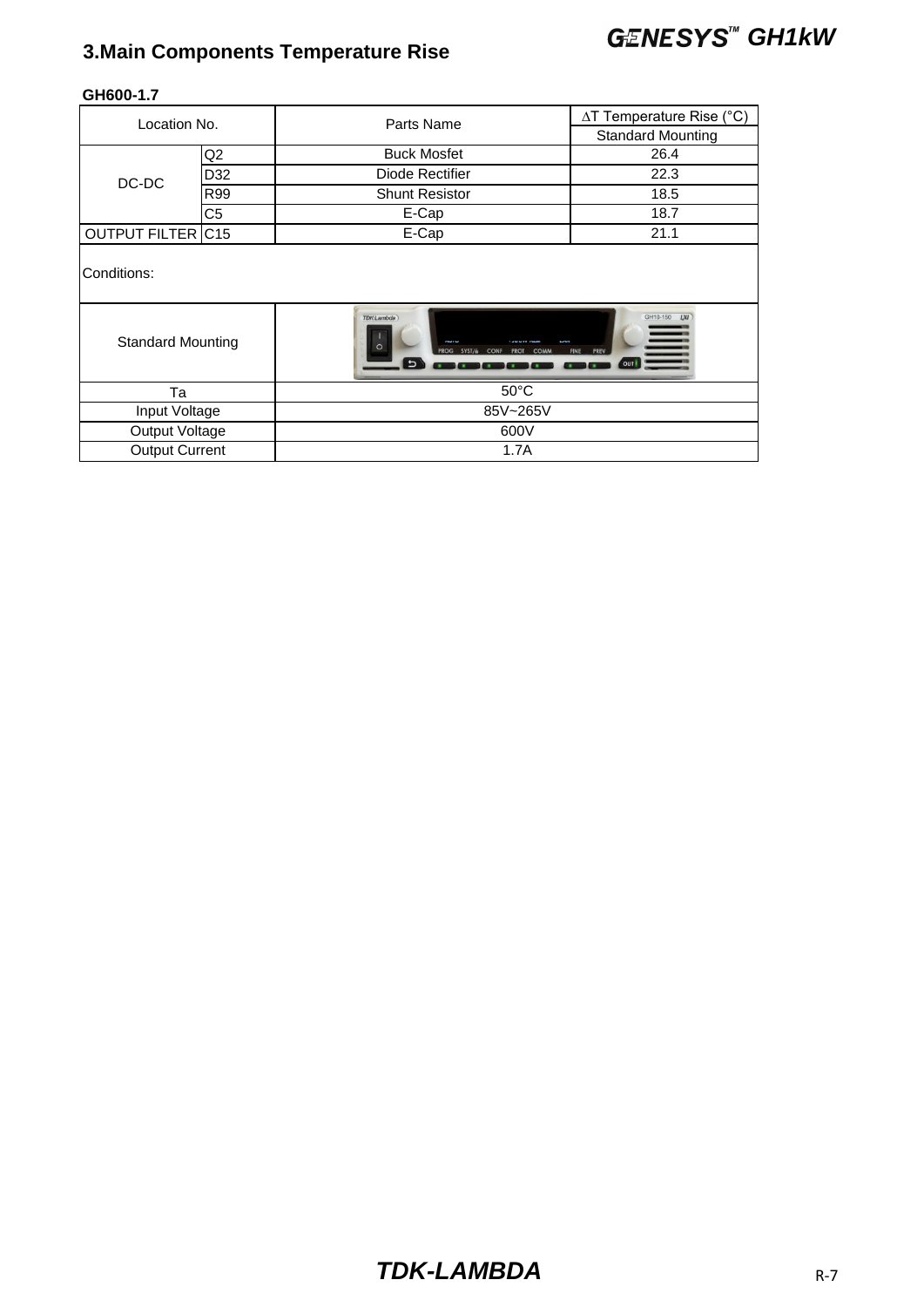## 3.Main Components Temperature Rise

**GH600-1.7**

| Location No. | | Parts Name | ∆T Temperature Rise (°C) |
|---|---|---|---|
| | | | Standard Mounting |
| DC-DC | Q2 | Buck Mosfet | 26.4 |
| | D32 | Diode Rectifier | 22.3 |
| | R99 | Shunt Resistor | 18.5 |
| | C5 | E-Cap | 18.7 |
| OUTPUT FILTER | C15 | E-Cap | 21.1 |

Conditions:

| | |
|---|---|
| Standard Mounting | |
| Ta | 50°C |
| Input Voltage | 85V~265V |
| Output Voltage | 600V |
| Output Current | 1.7A |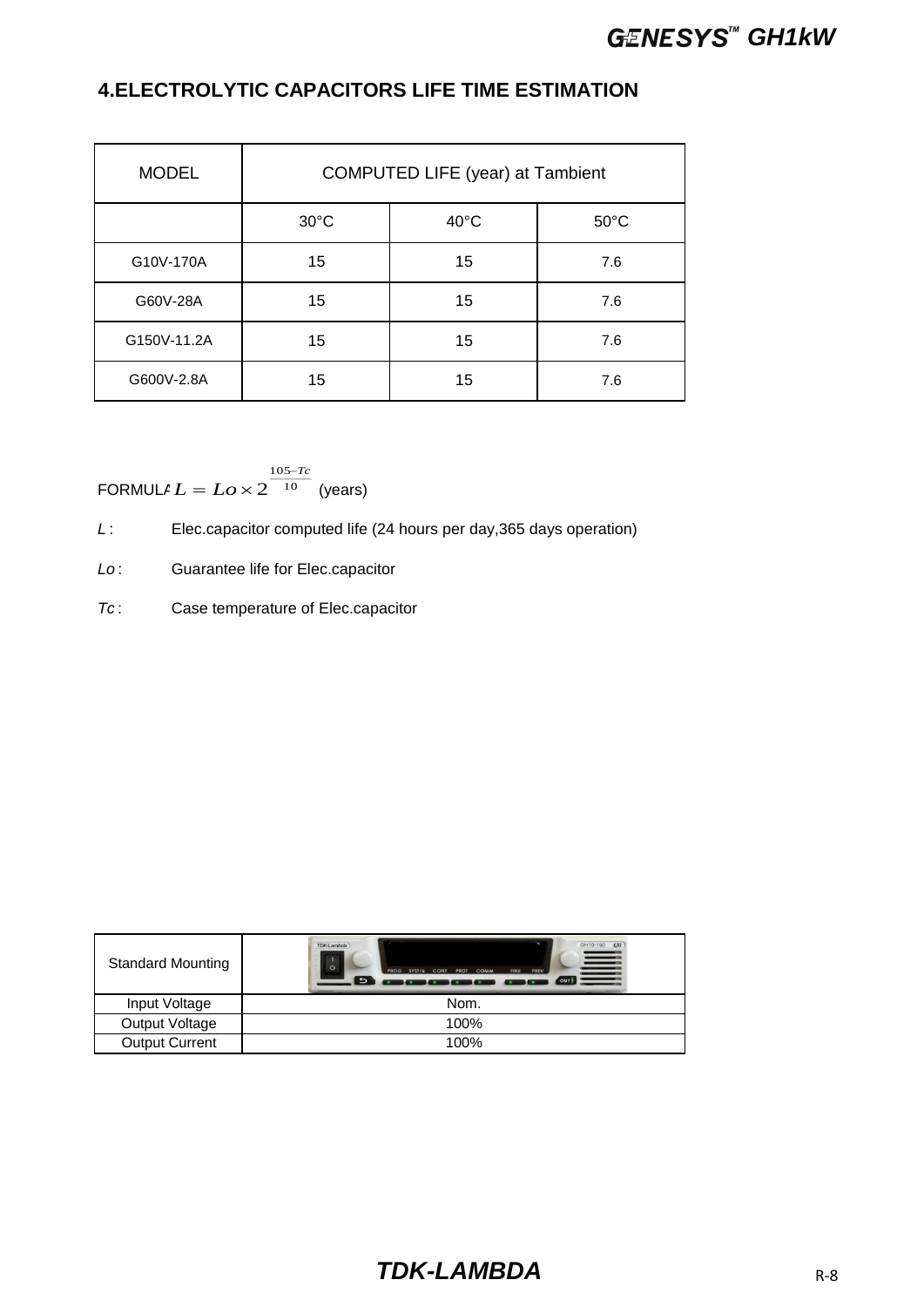## 4.ELECTROLYTIC CAPACITORS LIFE TIME ESTIMATION

| MODEL | COMPUTED LIFE (year) at Tambient | | |
|---|---|---|---|
| | 30°C | 40°C | 50°C |
| G10V-170A | 15 | 15 | 7.6 |
| G60V-28A | 15 | 15 | 7.6 |
| G150V-11.2A | 15 | 15 | 7.6 |
| G600V-2.8A | 15 | 15 | 7.6 |

FORMULA $L = Lo \times 2^{\frac{105-Tc}{10}}$ (years)

*L* : Elec.capacitor computed life (24 hours per day,365 days operation)

*Lo* : Guarantee life for Elec.capacitor

*Tc* : Case temperature of Elec.capacitor

| Standard Mounting | |
|---|---|
| Input Voltage | Nom. |
| Output Voltage | 100% |
| Output Current | 100% |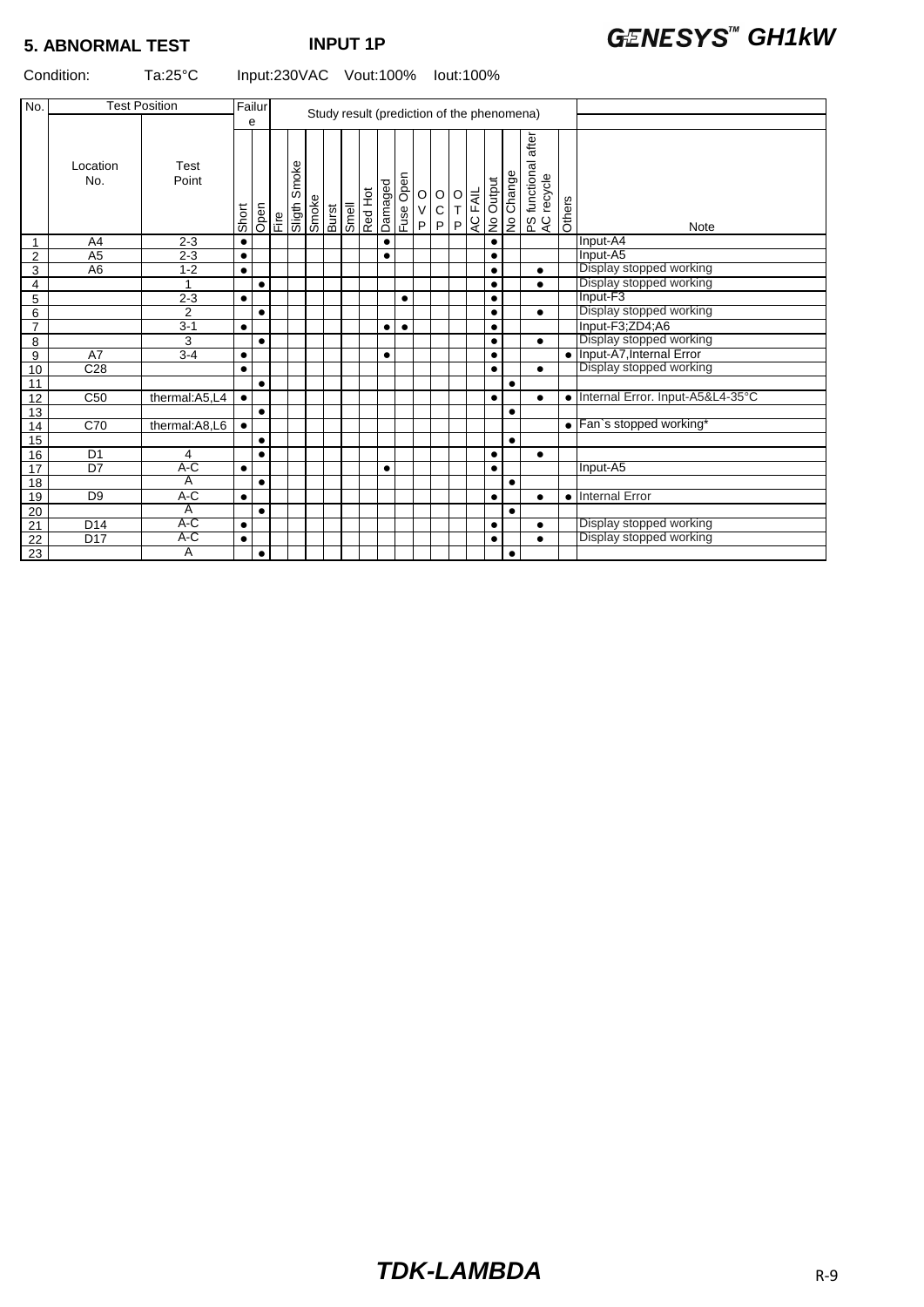## 5. ABNORMAL TEST INPUT 1P

Condition: Ta:25°C Input:230VAC Vout:100% Iout:100%

| No. | Test Position | | Failure | | Study result (prediction of the phenomena) | | | | | | | | | | | | | | | | |
|---|---|---|---|---|---|---|---|---|---|---|---|---|---|---|---|---|---|---|---|---|---|
| | Location No. | Test Point | Short | Open | Fire | Sligth Smoke | Smoke | Burst | Smell | Red Hot | Damaged | Fuse Open | OVP | OCP | OTP | AC FAIL | No Output | No Change | PS functional after AC recycle | Others | Note |
| 1 | A4 | 2-3 | ● | | | | | | | | ● | | | | | | ● | | | | Input-A4 |
| 2 | A5 | 2-3 | ● | | | | | | | | ● | | | | | | ● | | | | Input-A5 |
| 3 | A6 | 1-2 | ● | | | | | | | | | | | | | | ● | | ● | | Display stopped working |
| 4 | | 1 | | ● | | | | | | | | | | | | | ● | | ● | | Display stopped working |
| 5 | | 2-3 | ● | | | | | | | | | ● | | | | | ● | | | | Input-F3 |
| 6 | | 2 | | ● | | | | | | | | | | | | | ● | | ● | | Display stopped working |
| 7 | | 3-1 | ● | | | | | | | | ● | ● | | | | | ● | | | | Input-F3;ZD4;A6 |
| 8 | | 3 | | ● | | | | | | | | | | | | | ● | | ● | | Display stopped working |
| 9 | A7 | 3-4 | ● | | | | | | | | ● | | | | | | ● | | | ● | Input-A7,Internal Error |
| 10 | C28 | | ● | | | | | | | | | | | | | | ● | | ● | | Display stopped working |
| 11 | | | | ● | | | | | | | | | | | | | | ● | | | |
| 12 | C50 | thermal:A5,L4 | ● | | | | | | | | | | | | | | ● | | ● | ● | Internal Error. Input-A5&L4-35°C |
| 13 | | | | ● | | | | | | | | | | | | | | ● | | | |
| 14 | C70 | thermal:A8,L6 | ● | | | | | | | | | | | | | | | | | ● | Fan`s stopped working* |
| 15 | | | | ● | | | | | | | | | | | | | | ● | | | |
| 16 | D1 | 4 | | ● | | | | | | | | | | | | | ● | | ● | | |
| 17 | D7 | A-C | ● | | | | | | | | ● | | | | | | ● | | | | Input-A5 |
| 18 | | A | | ● | | | | | | | | | | | | | | ● | | | |
| 19 | D9 | A-C | ● | | | | | | | | | | | | | | ● | | ● | ● | Internal Error |
| 20 | | A | | ● | | | | | | | | | | | | | | ● | | | |
| 21 | D14 | A-C | ● | | | | | | | | | | | | | | ● | | ● | | Display stopped working |
| 22 | D17 | A-C | ● | | | | | | | | | | | | | | ● | | ● | | Display stopped working |
| 23 | | A | | ● | | | | | | | | | | | | | | ● | | | |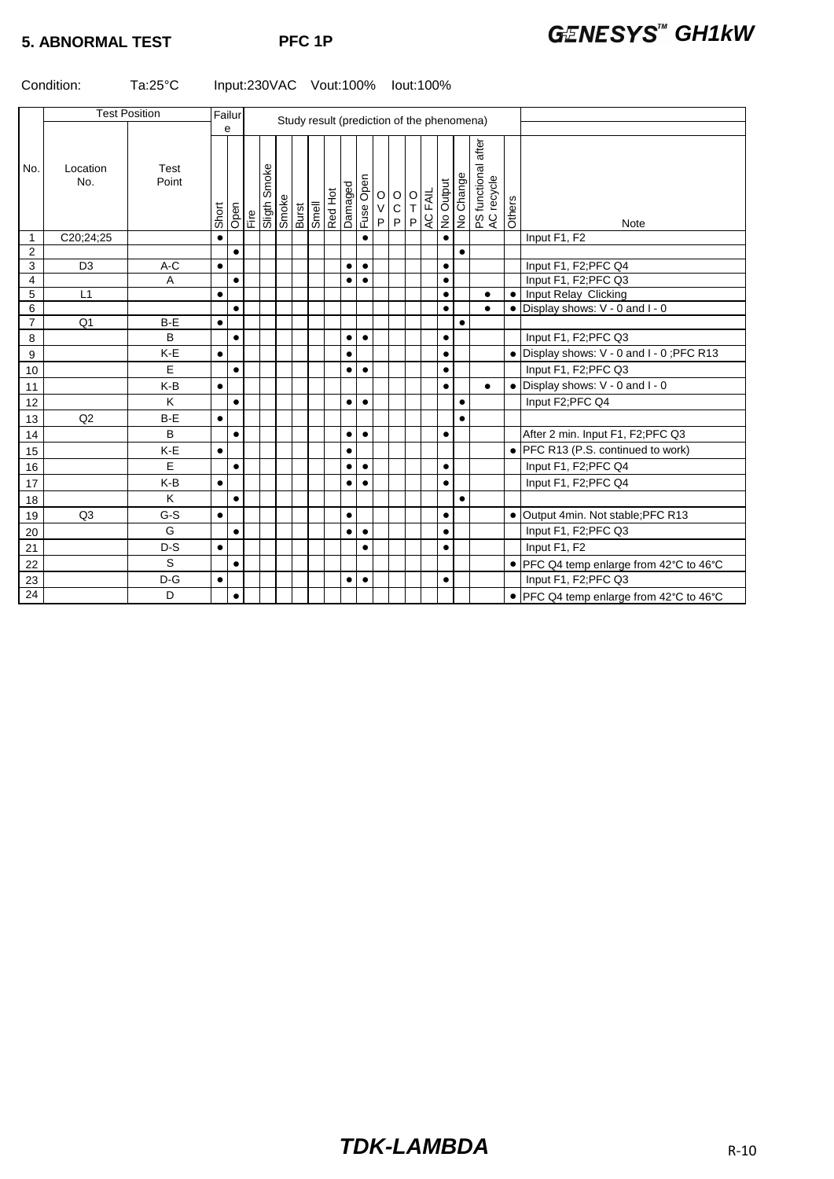## 5. ABNORMAL TEST

**PFC 1P**

**GENESYS™ GH1kW**

Condition: Ta:25°C Input:230VAC Vout:100% Iout:100%

| No. | Test Position | | Failure | | Study result (prediction of the phenomena) | | | | | | | | | | | | | | | | Note |
|---|---|---|---|---|---|---|---|---|---|---|---|---|---|---|---|---|---|---|---|---|---|
| | Location No. | Test Point | Short | Open | Fire | Sligth Smoke | Smoke | Burst | Smell | Red Hot | Damaged | Fuse Open | OVP | OCP | OTP | AC FAIL | No Output | No Change | PS functional after AC recycle | Others | |
| 1 | C20;24;25 | | ● | | | | | | | | | ● | | | | | ● | | | | Input F1, F2 |
| 2 | | | | ● | | | | | | | | | | | | | | ● | | | |
| 3 | D3 | A-C | ● | | | | | | | | ● | ● | | | | | ● | | | | Input F1, F2;PFC Q4 |
| 4 | | A | | ● | | | | | | | ● | ● | | | | | ● | | | | Input F1, F2;PFC Q3 |
| 5 | L1 | | ● | | | | | | | | | | | | | | ● | | ● | ● | Input Relay Clicking |
| 6 | | | | ● | | | | | | | | | | | | | ● | | ● | ● | Display shows: V - 0 and I - 0 |
| 7 | Q1 | B-E | ● | | | | | | | | | | | | | | | ● | | | |
| 8 | | B | | ● | | | | | | | ● | ● | | | | | ● | | | | Input F1, F2;PFC Q3 |
| 9 | | K-E | ● | | | | | | | | ● | | | | | | ● | | | ● | Display shows: V - 0 and I - 0 ;PFC R13 |
| 10 | | E | | ● | | | | | | | ● | ● | | | | | ● | | | | Input F1, F2;PFC Q3 |
| 11 | | K-B | ● | | | | | | | | | | | | | | ● | | ● | ● | Display shows: V - 0 and I - 0 |
| 12 | | K | | ● | | | | | | | ● | ● | | | | | | ● | | | Input F2;PFC Q4 |
| 13 | Q2 | B-E | ● | | | | | | | | | | | | | | | ● | | | |
| 14 | | B | | ● | | | | | | | ● | ● | | | | | ● | | | | After 2 min. Input F1, F2;PFC Q3 |
| 15 | | K-E | ● | | | | | | | | ● | | | | | | | | | ● | PFC R13 (P.S. continued to work) |
| 16 | | E | | ● | | | | | | | ● | ● | | | | | ● | | | | Input F1, F2;PFC Q4 |
| 17 | | K-B | ● | | | | | | | | ● | ● | | | | | ● | | | | Input F1, F2;PFC Q4 |
| 18 | | K | | ● | | | | | | | | | | | | | | ● | | | |
| 19 | Q3 | G-S | ● | | | | | | | | ● | | | | | | ● | | | ● | Output 4min. Not stable;PFC R13 |
| 20 | | G | | ● | | | | | | | ● | ● | | | | | ● | | | | Input F1, F2;PFC Q3 |
| 21 | | D-S | ● | | | | | | | | | ● | | | | | ● | | | | Input F1, F2 |
| 22 | | S | | ● | | | | | | | | | | | | | | | | ● | PFC Q4 temp enlarge from 42°C to 46°C |
| 23 | | D-G | ● | | | | | | | | ● | ● | | | | | ● | | | | Input F1, F2;PFC Q3 |
| 24 | | D | | ● | | | | | | | | | | | | | | | | ● | PFC Q4 temp enlarge from 42°C to 46°C |

**TDK-LAMBDA**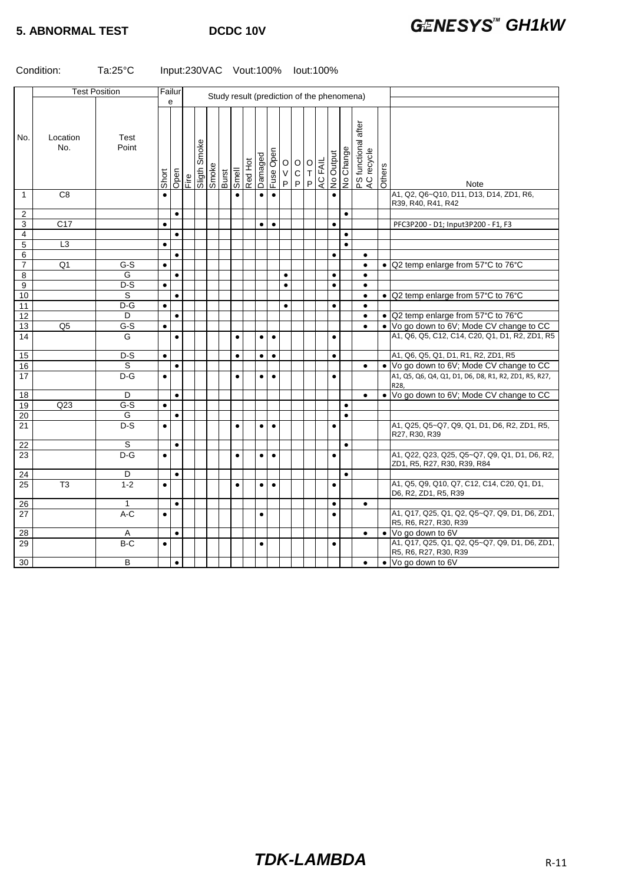**5. ABNORMAL TEST** **DCDC 10V** ***GENESYS™ GH1kW***

Condition: Ta:25°C Input:230VAC Vout:100% Iout:100%

| No. | Test Position | | Failure | | Study result (prediction of the phenomena) | | | | | | | | | | | | | | | | Note |
|---|---|---|---|---|---|---|---|---|---|---|---|---|---|---|---|---|---|---|---|---|---|
| | Location No. | Test Point | Short | Open | Fire | Sligth Smoke | Smoke | Burst | Smell | Red Hot | Damaged | Fuse Open | OVP | OCP | OTP | AC FAIL | No Output | No Change | PS functional after AC recycle | Others | |
| 1 | C8 | | ● | | | | | | ● | | ● | ● | | | | | ● | | | | A1, Q2, Q6~Q10, D11, D13, D14, ZD1, R6, R39, R40, R41, R42 |
| 2 | | | | ● | | | | | | | | | | | | | | ● | | | |
| 3 | C17 | | ● | | | | | | | | ● | ● | | | | | ● | | | | PFC3P200 - D1; Input3P200 - F1, F3 |
| 4 | | | | ● | | | | | | | | | | | | | | ● | | | |
| 5 | L3 | | ● | | | | | | | | | | | | | | | ● | | | |
| 6 | | | | ● | | | | | | | | | | | | | ● | | ● | | |
| 7 | Q1 | G-S | ● | | | | | | | | | | | | | | | | ● | ● | Q2 temp enlarge from 57°C to 76°C |
| 8 | | G | | ● | | | | | | | | | ● | | | | ● | | ● | | |
| 9 | | D-S | ● | | | | | | | | | | ● | | | | ● | | ● | | |
| 10 | | S | | ● | | | | | | | | | | | | | | | ● | ● | Q2 temp enlarge from 57°C to 76°C |
| 11 | | D-G | ● | | | | | | | | | | ● | | | | ● | | ● | | |
| 12 | | D | | ● | | | | | | | | | | | | | | | ● | ● | Q2 temp enlarge from 57°C to 76°C |
| 13 | Q5 | G-S | ● | | | | | | | | | | | | | | | | ● | ● | Vo go down to 6V; Mode CV change to CC |
| 14 | | G | | ● | | | | | ● | | ● | ● | | | | | ● | | | | A1, Q6, Q5, C12, C14, C20, Q1, D1, R2, ZD1, R5 |
| 15 | | D-S | ● | | | | | | ● | | ● | ● | | | | | ● | | | | A1, Q6, Q5, Q1, D1, R1, R2, ZD1, R5 |
| 16 | | S | | ● | | | | | | | | | | | | | | | ● | ● | Vo go down to 6V; Mode CV change to CC |
| 17 | | D-G | ● | | | | | | ● | | ● | ● | | | | | ● | | | | A1, Q5, Q6, Q4, Q1, D1, D6, D8, R1, R2, ZD1, R5, R27, R28, |
| 18 | | D | | ● | | | | | | | | | | | | | | | ● | ● | Vo go down to 6V; Mode CV change to CC |
| 19 | Q23 | G-S | ● | | | | | | | | | | | | | | | ● | | | |
| 20 | | G | | ● | | | | | | | | | | | | | | ● | | | |
| 21 | | D-S | ● | | | | | | ● | | ● | ● | | | | | ● | | | | A1, Q25, Q5~Q7, Q9, Q1, D1, D6, R2, ZD1, R5, R27, R30, R39 |
| 22 | | S | | ● | | | | | | | | | | | | | | ● | | | |
| 23 | | D-G | ● | | | | | | ● | | ● | ● | | | | | ● | | | | A1, Q22, Q23, Q25, Q5~Q7, Q9, Q1, D1, D6, R2, ZD1, R5, R27, R30, R39, R84 |
| 24 | | D | | ● | | | | | | | | | | | | | | ● | | | |
| 25 | T3 | 1-2 | ● | | | | | | ● | | ● | ● | | | | | ● | | | | A1, Q5, Q9, Q10, Q7, C12, C14, C20, Q1, D1, D6, R2, ZD1, R5, R39 |
| 26 | | 1 | | ● | | | | | | | | | | | | | ● | | ● | | |
| 27 | | A-C | ● | | | | | | | | ● | | | | | | ● | | | | A1, Q17, Q25, Q1, Q2, Q5~Q7, Q9, D1, D6, ZD1, R5, R6, R27, R30, R39 |
| 28 | | A | | ● | | | | | | | | | | | | | | | ● | ● | Vo go down to 6V |
| 29 | | B-C | ● | | | | | | | | ● | | | | | | ● | | | | A1, Q17, Q25, Q1, Q2, Q5~Q7, Q9, D1, D6, ZD1, R5, R6, R27, R30, R39 |
| 30 | | B | | ● | | | | | | | | | | | | | | | ● | ● | Vo go down to 6V |

***TDK-LAMBDA***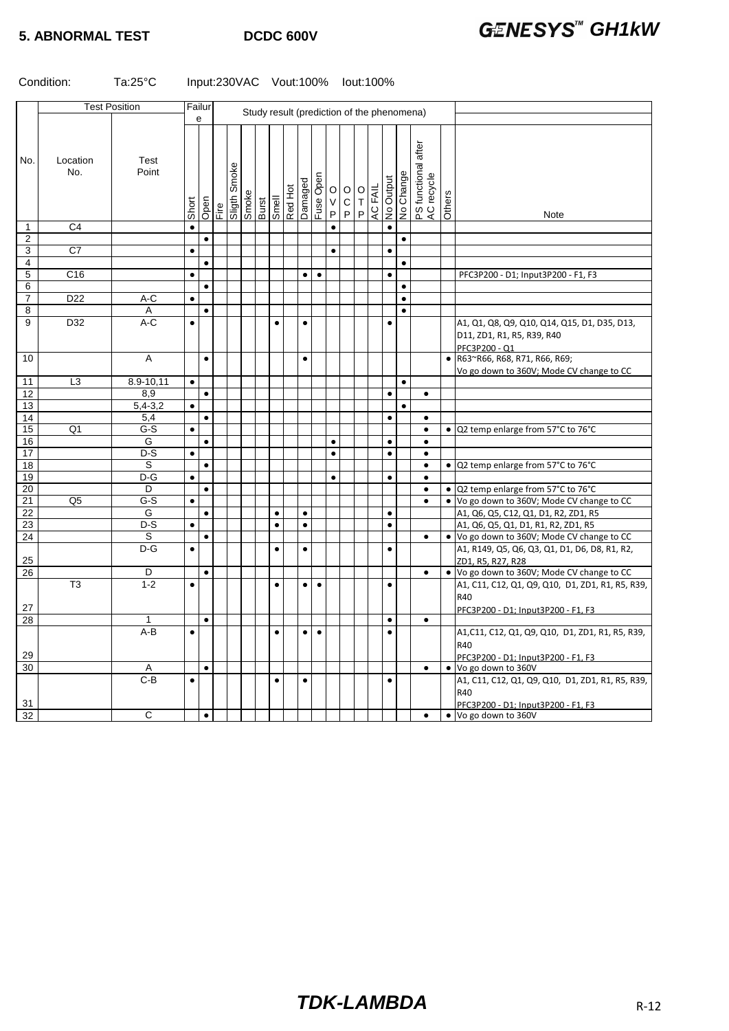# 5. ABNORMAL TEST　　DCDC 600V

**GENESYS™ GH1kW**

Condition: Ta:25°C　Input:230VAC　Vout:100%　Iout:100%

| | Test Position | | Failure | | Study result (prediction of the phenomena) | | | | | | | | | | | | | | | | |
|---|---|---|---|---|---|---|---|---|---|---|---|---|---|---|---|---|---|---|---|---|---|
| No. | Location No. | Test Point | Short | Open | Fire | Sligth Smoke | Smoke | Burst | Smell | Red Hot | Damaged | Fuse Open | OVP | OCP | OTP | AC FAIL | No Output | No Change | PS functional after AC recycle | Others | Note |
| 1 | C4 | | ● | | | | | | | | | | ● | | | | ● | | | | |
| 2 | | | | ● | | | | | | | | | | | | | | ● | | | |
| 3 | C7 | | ● | | | | | | | | | | ● | | | | ● | | | | |
| 4 | | | | ● | | | | | | | | | | | | | | ● | | | |
| 5 | C16 | | ● | | | | | | | | ● | ● | | | | | ● | | | | PFC3P200 - D1; Input3P200 - F1, F3 |
| 6 | | | | ● | | | | | | | | | | | | | | ● | | | |
| 7 | D22 | A-C | ● | | | | | | | | | | | | | | | ● | | | |
| 8 | | A | | ● | | | | | | | | | | | | | | ● | | | |
| 9 | D32 | A-C | ● | | | | | | ● | | ● | | | | | | ● | | | | A1, Q1, Q8, Q9, Q10, Q14, Q15, D1, D35, D13, D11, ZD1, R1, R5, R39, R40 PFC3P200 - Q1 |
| 10 | | A | | ● | | | | | | | ● | | | | | | | | | ● | R63~R66, R68, R71, R66, R69; Vo go down to 360V; Mode CV change to CC |
| 11 | L3 | 8.9-10,11 | ● | | | | | | | | | | | | | | | ● | | | |
| 12 | | 8,9 | | ● | | | | | | | | | | | | | ● | | ● | | |
| 13 | | 5,4-3,2 | ● | | | | | | | | | | | | | | | ● | | | |
| 14 | | 5,4 | | ● | | | | | | | | | | | | | ● | | ● | | |
| 15 | Q1 | G-S | ● | | | | | | | | | | | | | | | | ● | ● | Q2 temp enlarge from 57°C to 76°C |
| 16 | | G | | ● | | | | | | | | | ● | | | | ● | | ● | | |
| 17 | | D-S | ● | | | | | | | | | | ● | | | | ● | | ● | | |
| 18 | | S | | ● | | | | | | | | | | | | | | | ● | ● | Q2 temp enlarge from 57°C to 76°C |
| 19 | | D-G | ● | | | | | | | | | | ● | | | | ● | | ● | | |
| 20 | | D | | ● | | | | | | | | | | | | | | | ● | ● | Q2 temp enlarge from 57°C to 76°C |
| 21 | Q5 | G-S | ● | | | | | | | | | | | | | | | | ● | ● | Vo go down to 360V; Mode CV change to CC |
| 22 | | G | | ● | | | | | ● | | ● | | | | | | ● | | | | A1, Q6, Q5, C12, Q1, D1, R2, ZD1, R5 |
| 23 | | D-S | ● | | | | | | ● | | ● | | | | | | ● | | | | A1, Q6, Q5, Q1, D1, R1, R2, ZD1, R5 |
| 24 | | S | | ● | | | | | | | | | | | | | | | ● | ● | Vo go down to 360V; Mode CV change to CC |
| 25 | | D-G | ● | | | | | | ● | | ● | | | | | | ● | | | | A1, R149, Q5, Q6, Q3, Q1, D1, D6, D8, R1, R2, ZD1, R5, R27, R28 |
| 26 | | D | | ● | | | | | | | | | | | | | | | ● | ● | Vo go down to 360V; Mode CV change to CC |
| 27 | T3 | 1-2 | ● | | | | | | ● | | ● | ● | | | | | ● | | | | A1, C11, C12, Q1, Q9, Q10, D1, ZD1, R1, R5, R39, R40 PFC3P200 - D1; Input3P200 - F1, F3 |
| 28 | | 1 | | ● | | | | | | | | | | | | | ● | | ● | | |
| 29 | | A-B | ● | | | | | | ● | | ● | ● | | | | | ● | | | | A1,C11, C12, Q1, Q9, Q10, D1, ZD1, R1, R5, R39, R40 PFC3P200 - D1; Input3P200 - F1, F3 |
| 30 | | A | | ● | | | | | | | | | | | | | | | ● | ● | Vo go down to 360V |
| 31 | | C-B | ● | | | | | | ● | | ● | | | | | | ● | | | | A1, C11, C12, Q1, Q9, Q10, D1, ZD1, R1, R5, R39, R40 PFC3P200 - D1; Input3P200 - F1, F3 |
| 32 | | C | | ● | | | | | | | | | | | | | | | ● | ● | Vo go down to 360V |

**TDK-LAMBDA**